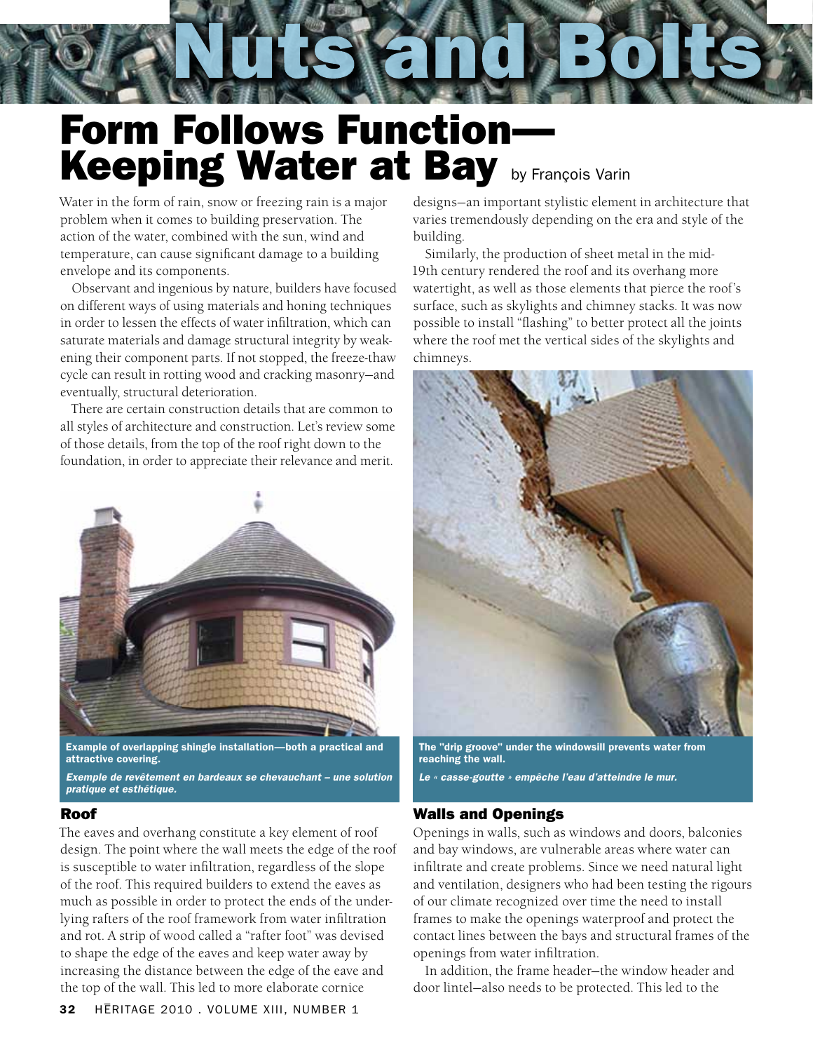# Nuts and Bolts

## Form Follows Function—Keeping Water at Bay

by François Varin

Water in the form of rain, snow or freezing rain is a major problem when it comes to building preservation. The action of the water, combined with the sun, wind and temperature, can cause significant damage to a building envelope and its components.

Observant and ingenious by nature, builders have focused on different ways of using materials and honing techniques in order to lessen the effects of water infiltration, which can saturate materials and damage structural integrity by weakening their component parts. If not stopped, the freeze-thaw cycle can result in rotting wood and cracking masonry—and eventually, structural deterioration.

There are certain construction details that are common to all styles of architecture and construction. Let's review some of those details, from the top of the roof right down to the foundation, in order to appreciate their relevance and merit.

**Example of overlapping shingle installation—both a practical and attractive covering.**

***Exemple de revêtement en bardeaux se chevauchant – une solution pratique et esthétique.***

### Roof

The eaves and overhang constitute a key element of roof design. The point where the wall meets the edge of the roof is susceptible to water infiltration, regardless of the slope of the roof. This required builders to extend the eaves as much as possible in order to protect the ends of the underlying rafters of the roof framework from water infiltration and rot. A strip of wood called a "rafter foot" was devised to shape the edge of the eaves and keep water away by increasing the distance between the edge of the eave and the top of the wall. This led to more elaborate cornice designs—an important stylistic element in architecture that varies tremendously depending on the era and style of the building.

Similarly, the production of sheet metal in the mid-19th century rendered the roof and its overhang more watertight, as well as those elements that pierce the roof's surface, such as skylights and chimney stacks. It was now possible to install "flashing" to better protect all the joints where the roof met the vertical sides of the skylights and chimneys.

**The "drip groove" under the windowsill prevents water from reaching the wall.**

***Le « casse-goutte » empêche l'eau d'atteindre le mur.***

### Walls and Openings

Openings in walls, such as windows and doors, balconies and bay windows, are vulnerable areas where water can infiltrate and create problems. Since we need natural light and ventilation, designers who had been testing the rigours of our climate recognized over time the need to install frames to make the openings waterproof and protect the contact lines between the bays and structural frames of the openings from water infiltration.

In addition, the frame header—the window header and door lintel—also needs to be protected. This led to the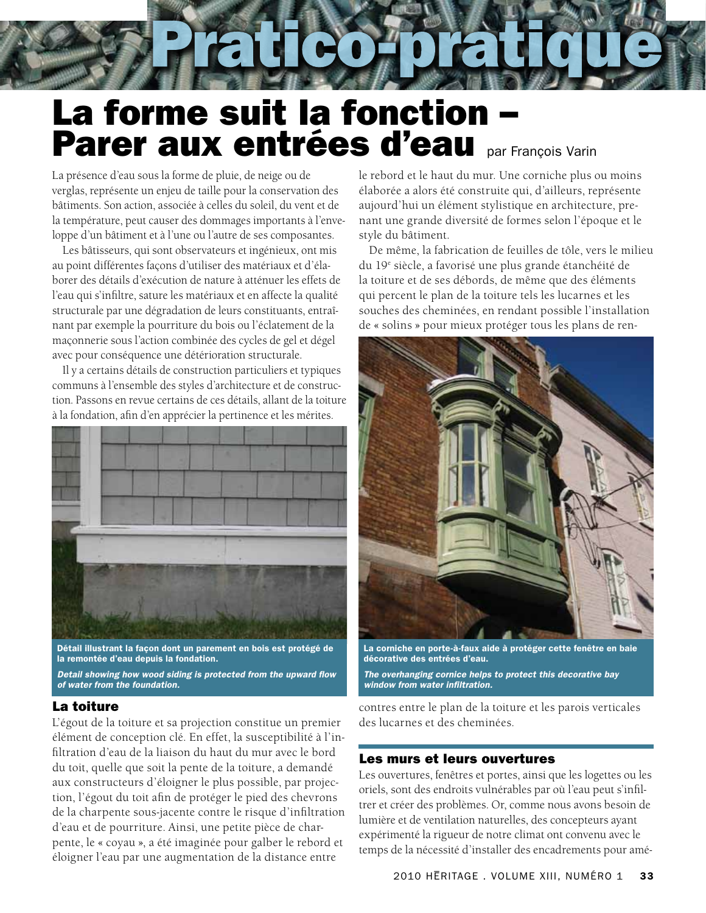# Pratico-pratique

## La forme suit la fonction – Parer aux entrées d'eau

par François Varin

La présence d'eau sous la forme de pluie, de neige ou de verglas, représente un enjeu de taille pour la conservation des bâtiments. Son action, associée à celles du soleil, du vent et de la température, peut causer des dommages importants à l'enveloppe d'un bâtiment et à l'une ou l'autre de ses composantes.

Les bâtisseurs, qui sont observateurs et ingénieux, ont mis au point différentes façons d'utiliser des matériaux et d'élaborer des détails d'exécution de nature à atténuer les effets de l'eau qui s'infiltre, sature les matériaux et en affecte la qualité structurale par une dégradation de leurs constituants, entraînant par exemple la pourriture du bois ou l'éclatement de la maçonnerie sous l'action combinée des cycles de gel et dégel avec pour conséquence une détérioration structurale.

Il y a certains détails de construction particuliers et typiques communs à l'ensemble des styles d'architecture et de construction. Passons en revue certains de ces détails, allant de la toiture à la fondation, afin d'en apprécier la pertinence et les mérites.

**Détail illustrant la façon dont un parement en bois est protégé de la remontée d'eau depuis la fondation.**

***Detail showing how wood siding is protected from the upward flow of water from the foundation.***

### La toiture

L'égout de la toiture et sa projection constitue un premier élément de conception clé. En effet, la susceptibilité à l'infiltration d'eau de la liaison du haut du mur avec le bord du toit, quelle que soit la pente de la toiture, a demandé aux constructeurs d'éloigner le plus possible, par projection, l'égout du toit afin de protéger le pied des chevrons de la charpente sous-jacente contre le risque d'infiltration d'eau et de pourriture. Ainsi, une petite pièce de charpente, le « coyau », a été imaginée pour galber le rebord et éloigner l'eau par une augmentation de la distance entre le rebord et le haut du mur. Une corniche plus ou moins élaborée a alors été construite qui, d'ailleurs, représente aujourd'hui un élément stylistique en architecture, prenant une grande diversité de formes selon l'époque et le style du bâtiment.

De même, la fabrication de feuilles de tôle, vers le milieu du 19e siècle, a favorisé une plus grande étanchéité de la toiture et de ses débords, de même que des éléments qui percent le plan de la toiture tels les lucarnes et les souches des cheminées, en rendant possible l'installation de « solins » pour mieux protéger tous les plans de rencontres entre le plan de la toiture et les parois verticales des lucarnes et des cheminées.

**La corniche en porte-à-faux aide à protéger cette fenêtre en baie décorative des entrées d'eau.**

***The overhanging cornice helps to protect this decorative bay window from water infiltration.***

### Les murs et leurs ouvertures

Les ouvertures, fenêtres et portes, ainsi que les logettes ou les oriels, sont des endroits vulnérables par où l'eau peut s'infiltrer et créer des problèmes. Or, comme nous avons besoin de lumière et de ventilation naturelles, des concepteurs ayant expérimenté la rigueur de notre climat ont convenu avec le temps de la nécessité d'installer des encadrements pour amé-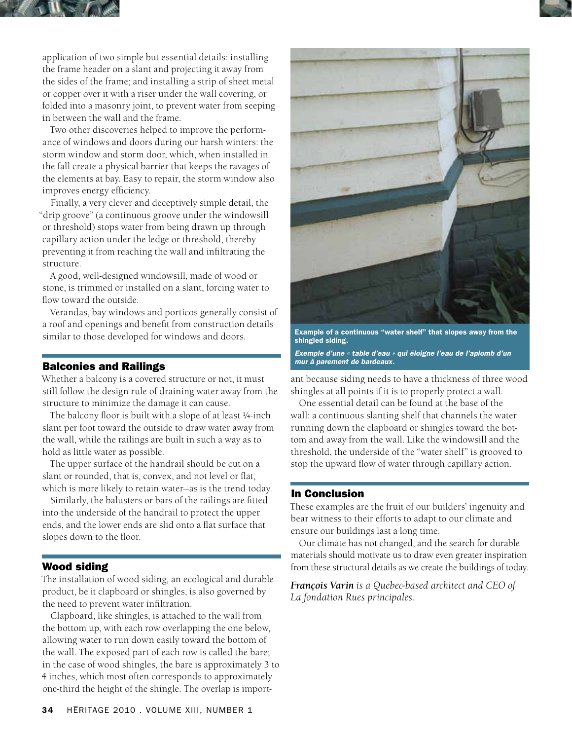application of two simple but essential details: installing the frame header on a slant and projecting it away from the sides of the frame; and installing a strip of sheet metal or copper over it with a riser under the wall covering, or folded into a masonry joint, to prevent water from seeping in between the wall and the frame.

Two other discoveries helped to improve the performance of windows and doors during our harsh winters: the storm window and storm door, which, when installed in the fall create a physical barrier that keeps the ravages of the elements at bay. Easy to repair, the storm window also improves energy efficiency.

Finally, a very clever and deceptively simple detail, the "drip groove" (a continuous groove under the windowsill or threshold) stops water from being drawn up through capillary action under the ledge or threshold, thereby preventing it from reaching the wall and infiltrating the structure.

A good, well-designed windowsill, made of wood or stone, is trimmed or installed on a slant, forcing water to flow toward the outside.

Verandas, bay windows and porticos generally consist of a roof and openings and benefit from construction details similar to those developed for windows and doors.

## Balconies and Railings

Whether a balcony is a covered structure or not, it must still follow the design rule of draining water away from the structure to minimize the damage it can cause.

The balcony floor is built with a slope of at least ¼-inch slant per foot toward the outside to draw water away from the wall, while the railings are built in such a way as to hold as little water as possible.

The upper surface of the handrail should be cut on a slant or rounded, that is, convex, and not level or flat, which is more likely to retain water–as is the trend today.

Similarly, the balusters or bars of the railings are fitted into the underside of the handrail to protect the upper ends, and the lower ends are slid onto a flat surface that slopes down to the floor.

## Wood siding

The installation of wood siding, an ecological and durable product, be it clapboard or shingles, is also governed by the need to prevent water infiltration.

Clapboard, like shingles, is attached to the wall from the bottom up, with each row overlapping the one below, allowing water to run down easily toward the bottom of the wall. The exposed part of each row is called the bare; in the case of wood shingles, the bare is approximately 3 to 4 inches, which most often corresponds to approximately one-third the height of the shingle. The overlap is important because siding needs to have a thickness of three wood shingles at all points if it is to properly protect a wall.

**Example of a continuous "water shelf" that slopes away from the shingled siding.**

***Exemple d'une « table d'eau » qui éloigne l'eau de l'aplomb d'un mur à parement de bardeaux.***

One essential detail can be found at the base of the wall: a continuous slanting shelf that channels the water running down the clapboard or shingles toward the bottom and away from the wall. Like the windowsill and the threshold, the underside of the "water shelf" is grooved to stop the upward flow of water through capillary action.

## In Conclusion

These examples are the fruit of our builders' ingenuity and bear witness to their efforts to adapt to our climate and ensure our buildings last a long time.

Our climate has not changed, and the search for durable materials should motivate us to draw even greater inspiration from these structural details as we create the buildings of today.

***François Varin*** *is a Quebec-based architect and CEO of La fondation Rues principales.*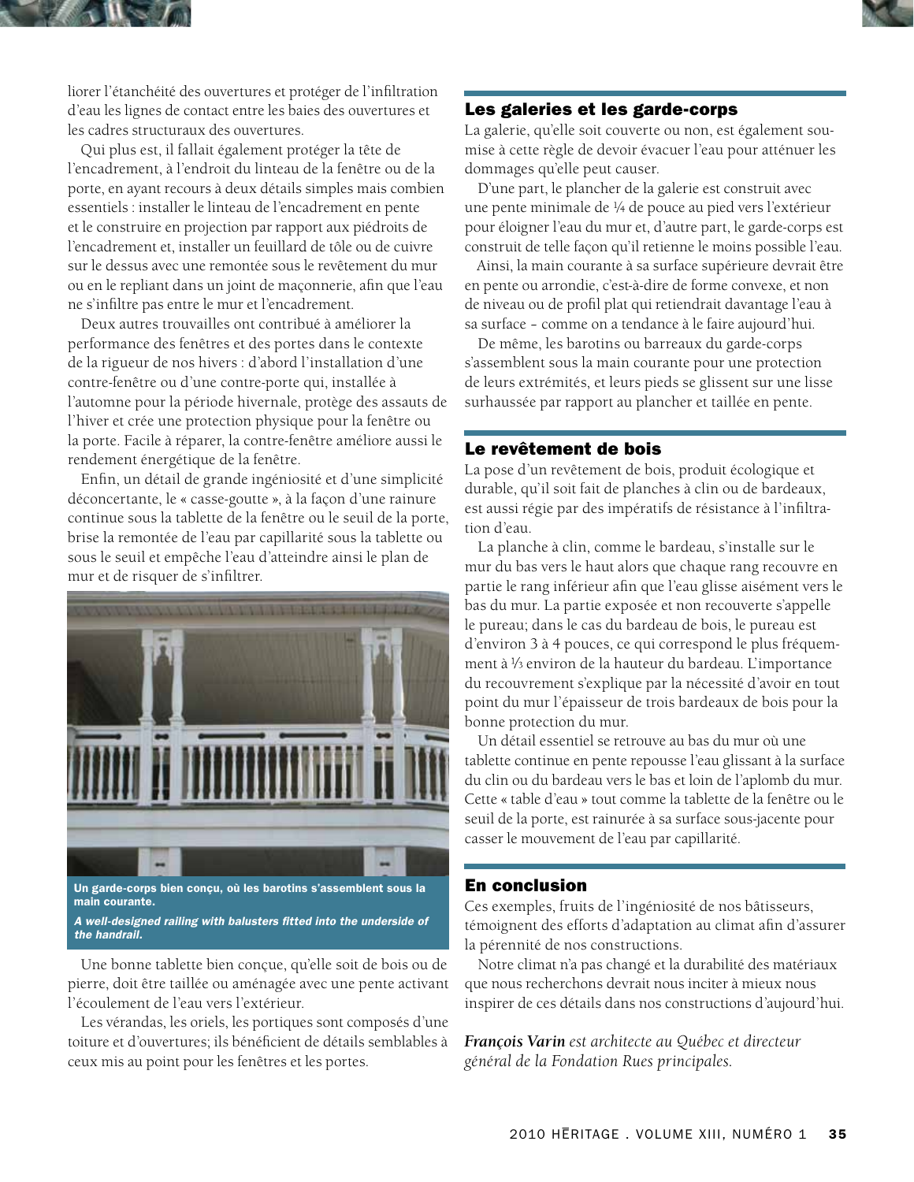liorer l'étanchéité des ouvertures et protéger de l'infiltration d'eau les lignes de contact entre les baies des ouvertures et les cadres structuraux des ouvertures.

Qui plus est, il fallait également protéger la tête de l'encadrement, à l'endroit du linteau de la fenêtre ou de la porte, en ayant recours à deux détails simples mais combien essentiels : installer le linteau de l'encadrement en pente et le construire en projection par rapport aux piédroits de l'encadrement et, installer un feuillard de tôle ou de cuivre sur le dessus avec une remontée sous le revêtement du mur ou en le repliant dans un joint de maçonnerie, afin que l'eau ne s'infiltre pas entre le mur et l'encadrement.

Deux autres trouvailles ont contribué à améliorer la performance des fenêtres et des portes dans le contexte de la rigueur de nos hivers : d'abord l'installation d'une contre-fenêtre ou d'une contre-porte qui, installée à l'automne pour la période hivernale, protège des assauts de l'hiver et crée une protection physique pour la fenêtre ou la porte. Facile à réparer, la contre-fenêtre améliore aussi le rendement énergétique de la fenêtre.

Enfin, un détail de grande ingéniosité et d'une simplicité déconcertante, le « casse-goutte », à la façon d'une rainure continue sous la tablette de la fenêtre ou le seuil de la porte, brise la remontée de l'eau par capillarité sous la tablette ou sous le seuil et empêche l'eau d'atteindre ainsi le plan de mur et de risquer de s'infiltrer.

**Un garde-corps bien conçu, où les barotins s'assemblent sous la main courante.**

***A well-designed railing with balusters fitted into the underside of the handrail.***

Une bonne tablette bien conçue, qu'elle soit de bois ou de pierre, doit être taillée ou aménagée avec une pente activant l'écoulement de l'eau vers l'extérieur.

Les vérandas, les oriels, les portiques sont composés d'une toiture et d'ouvertures; ils bénéficient de détails semblables à ceux mis au point pour les fenêtres et les portes.

## Les galeries et les garde-corps

La galerie, qu'elle soit couverte ou non, est également soumise à cette règle de devoir évacuer l'eau pour atténuer les dommages qu'elle peut causer.

D'une part, le plancher de la galerie est construit avec une pente minimale de ¼ de pouce au pied vers l'extérieur pour éloigner l'eau du mur et, d'autre part, le garde-corps est construit de telle façon qu'il retienne le moins possible l'eau.

Ainsi, la main courante à sa surface supérieure devrait être en pente ou arrondie, c'est-à-dire de forme convexe, et non de niveau ou de profil plat qui retiendrait davantage l'eau à sa surface – comme on a tendance à le faire aujourd'hui.

De même, les barotins ou barreaux du garde-corps s'assemblent sous la main courante pour une protection de leurs extrémités, et leurs pieds se glissent sur une lisse surhaussée par rapport au plancher et taillée en pente.

## Le revêtement de bois

La pose d'un revêtement de bois, produit écologique et durable, qu'il soit fait de planches à clin ou de bardeaux, est aussi régie par des impératifs de résistance à l'infiltration d'eau.

La planche à clin, comme le bardeau, s'installe sur le mur du bas vers le haut alors que chaque rang recouvre en partie le rang inférieur afin que l'eau glisse aisément vers le bas du mur. La partie exposée et non recouverte s'appelle le pureau; dans le cas du bardeau de bois, le pureau est d'environ 3 à 4 pouces, ce qui correspond le plus fréquemment à ⅓ environ de la hauteur du bardeau. L'importance du recouvrement s'explique par la nécessité d'avoir en tout point du mur l'épaisseur de trois bardeaux de bois pour la bonne protection du mur.

Un détail essentiel se retrouve au bas du mur où une tablette continue en pente repousse l'eau glissant à la surface du clin ou du bardeau vers le bas et loin de l'aplomb du mur. Cette « table d'eau » tout comme la tablette de la fenêtre ou le seuil de la porte, est rainurée à sa surface sous-jacente pour casser le mouvement de l'eau par capillarité.

## En conclusion

Ces exemples, fruits de l'ingéniosité de nos bâtisseurs, témoignent des efforts d'adaptation au climat afin d'assurer la pérennité de nos constructions.

Notre climat n'a pas changé et la durabilité des matériaux que nous recherchons devrait nous inciter à mieux nous inspirer de ces détails dans nos constructions d'aujourd'hui.

***François Varin*** *est architecte au Québec et directeur général de la Fondation Rues principales.*